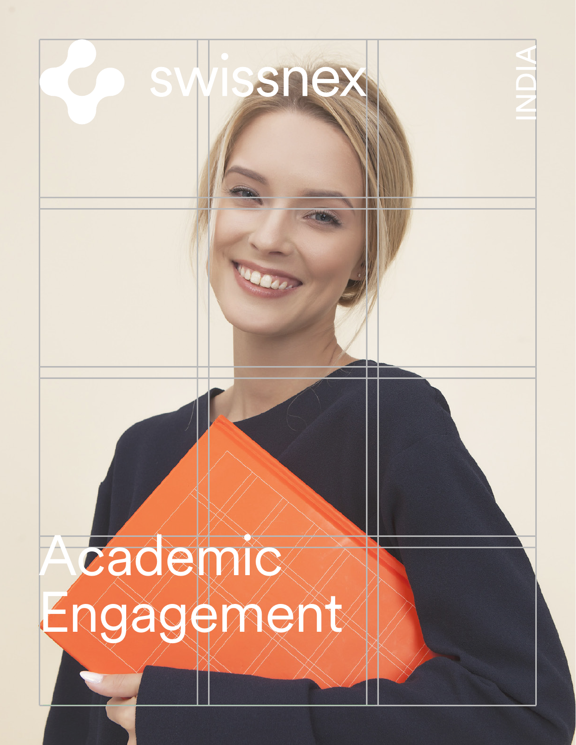swissnex

INDIA

# Academic Engagement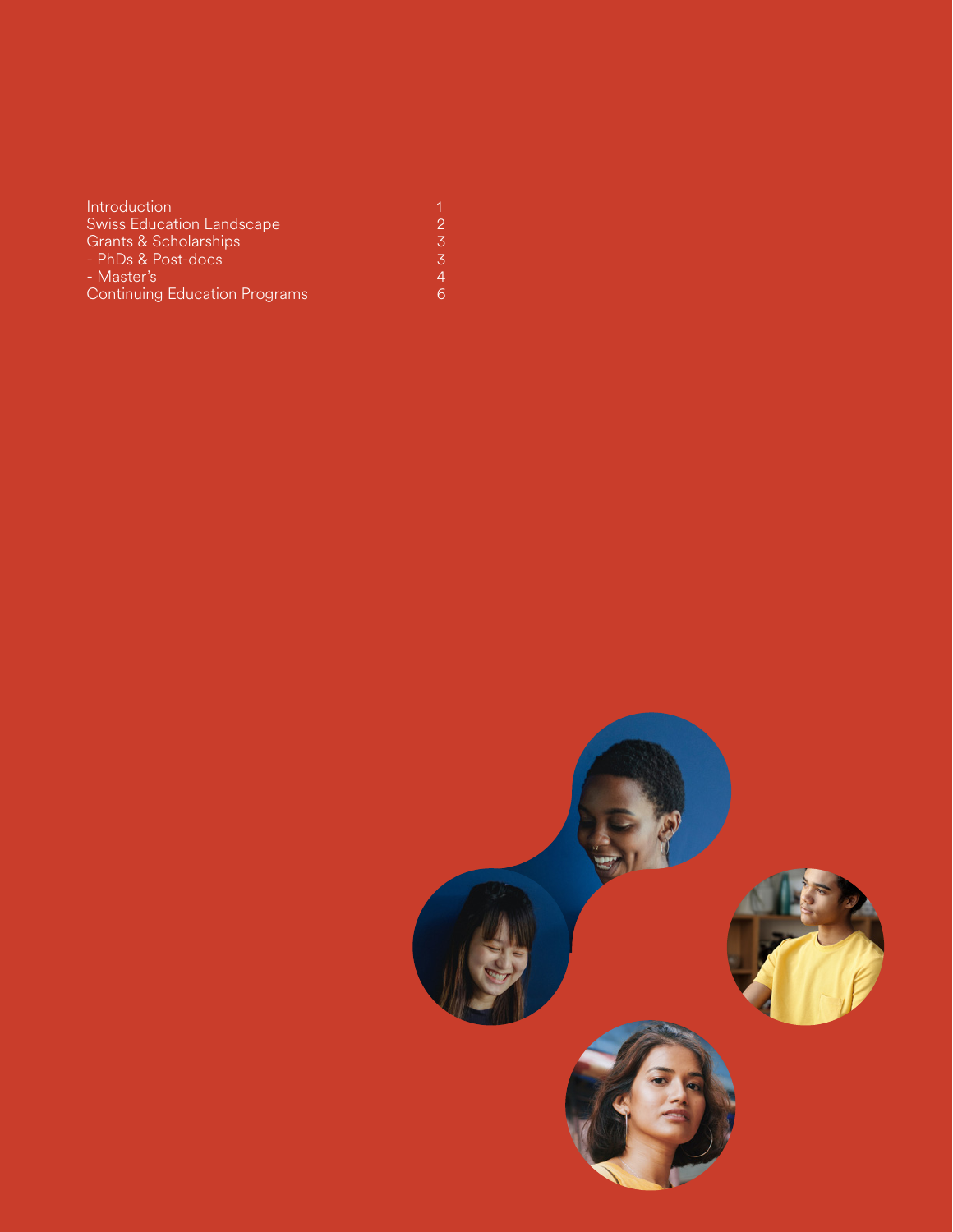| | |
|---|---|
| Introduction | 1 |
| Swiss Education Landscape | 2 |
| Grants & Scholarships | 3 |
| - PhDs & Post-docs | 3 |
| - Master's | 4 |
| Continuing Education Programs | 6 |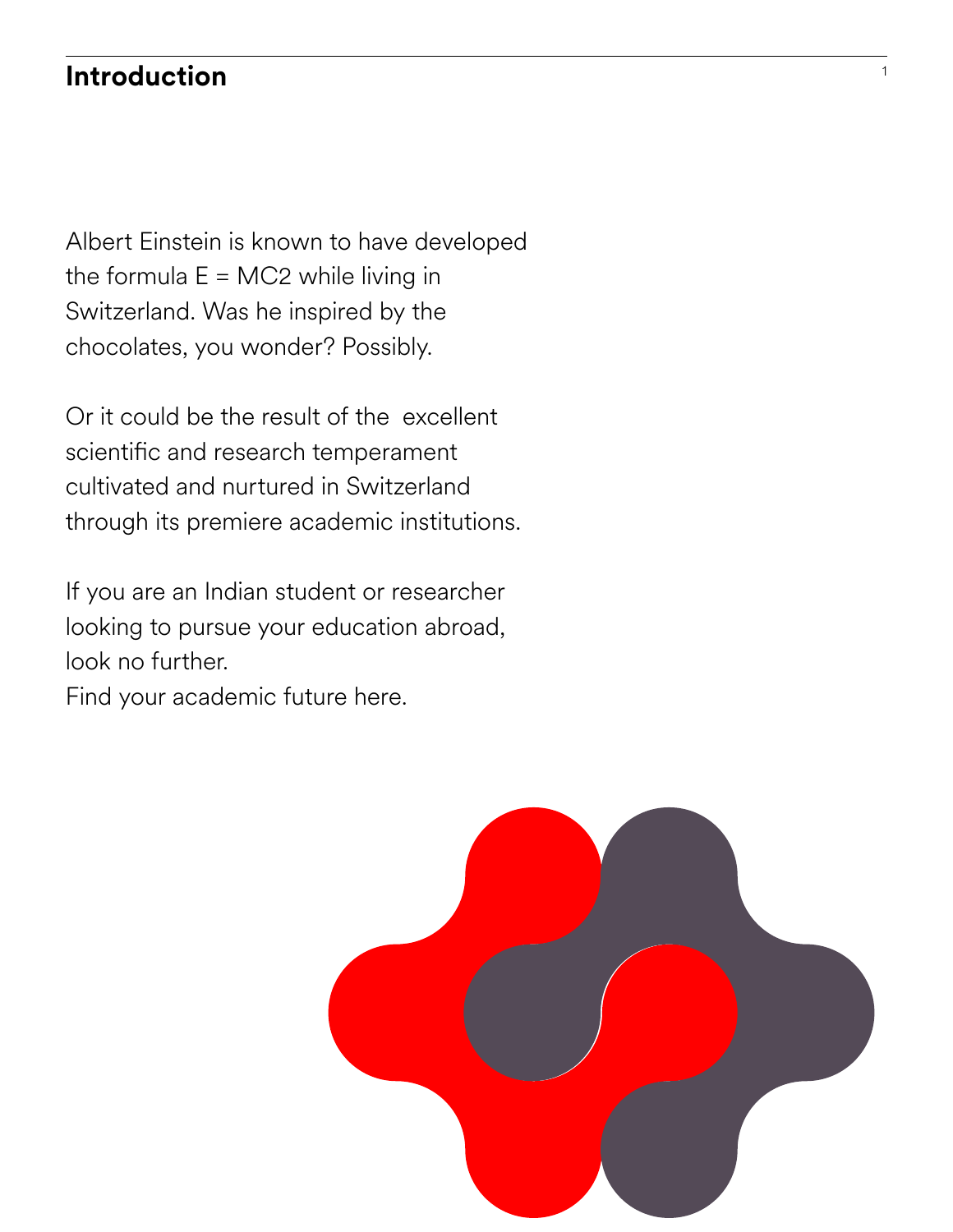# Introduction

Albert Einstein is known to have developed the formula E = MC2 while living in Switzerland. Was he inspired by the chocolates, you wonder? Possibly.

Or it could be the result of the excellent scientific and research temperament cultivated and nurtured in Switzerland through its premiere academic institutions.

If you are an Indian student or researcher looking to pursue your education abroad, look no further.
Find your academic future here.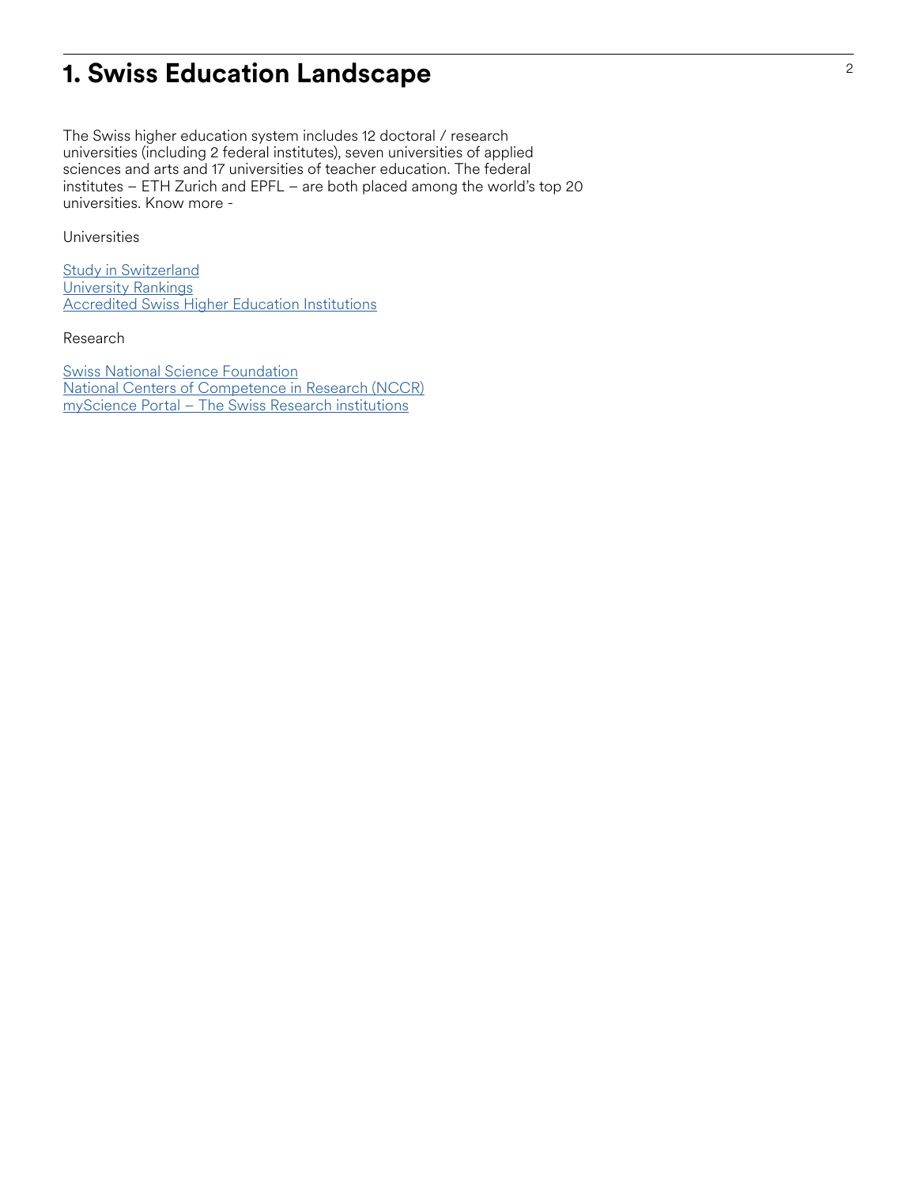# 1. Swiss Education Landscape

The Swiss higher education system includes 12 doctoral / research universities (including 2 federal institutes), seven universities of applied sciences and arts and 17 universities of teacher education. The federal institutes – ETH Zurich and EPFL – are both placed among the world's top 20 universities. Know more -

Universities

Study in Switzerland
University Rankings
Accredited Swiss Higher Education Institutions

Research

Swiss National Science Foundation
National Centers of Competence in Research (NCCR)
myScience Portal – The Swiss Research institutions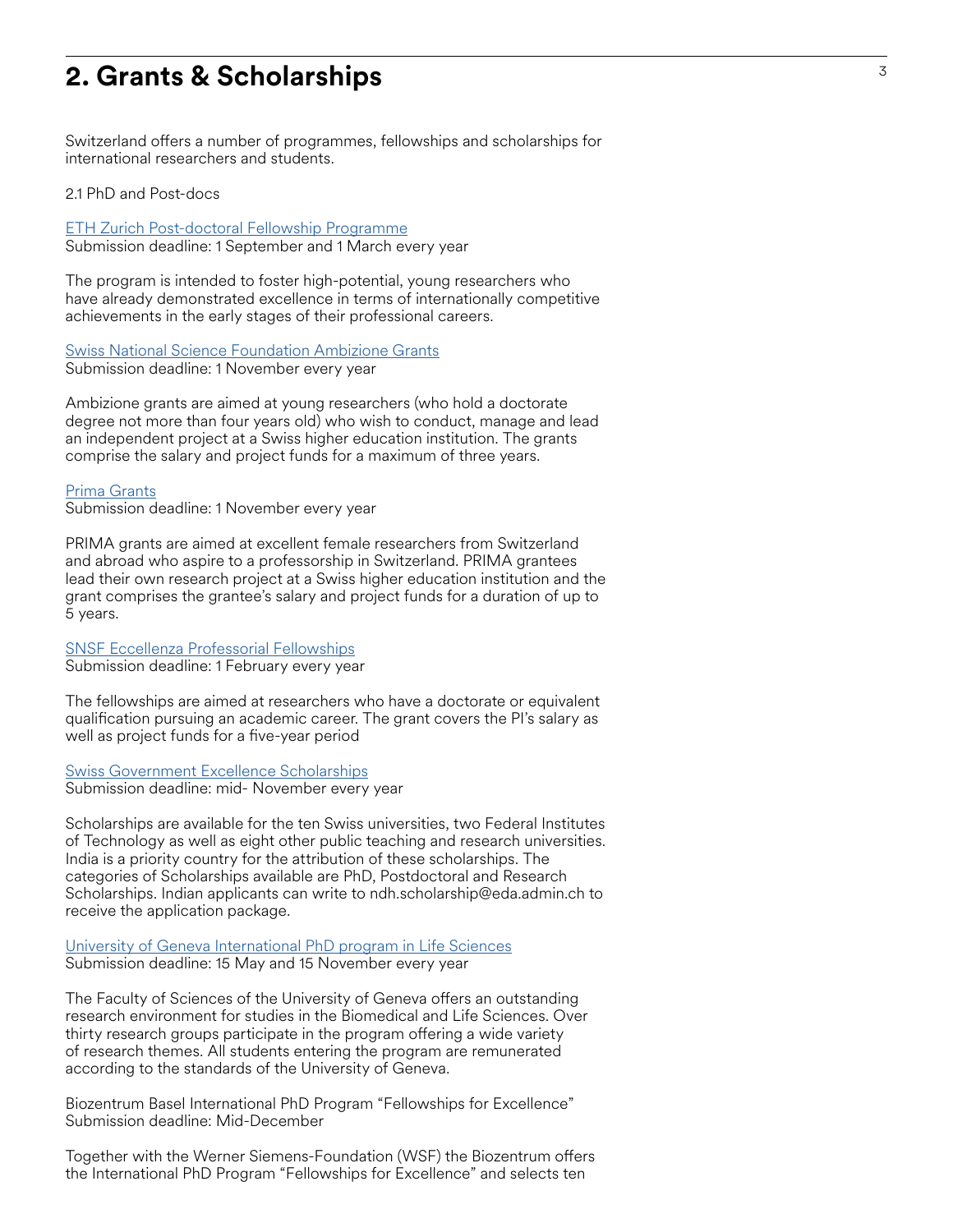## 2. Grants & Scholarships

Switzerland offers a number of programmes, fellowships and scholarships for international researchers and students.

2.1 PhD and Post-docs

ETH Zurich Post-doctoral Fellowship Programme
Submission deadline: 1 September and 1 March every year

The program is intended to foster high-potential, young researchers who have already demonstrated excellence in terms of internationally competitive achievements in the early stages of their professional careers.

Swiss National Science Foundation Ambizione Grants
Submission deadline: 1 November every year

Ambizione grants are aimed at young researchers (who hold a doctorate degree not more than four years old) who wish to conduct, manage and lead an independent project at a Swiss higher education institution. The grants comprise the salary and project funds for a maximum of three years.

Prima Grants
Submission deadline: 1 November every year

PRIMA grants are aimed at excellent female researchers from Switzerland and abroad who aspire to a professorship in Switzerland. PRIMA grantees lead their own research project at a Swiss higher education institution and the grant comprises the grantee's salary and project funds for a duration of up to 5 years.

SNSF Eccellenza Professorial Fellowships
Submission deadline: 1 February every year

The fellowships are aimed at researchers who have a doctorate or equivalent qualification pursuing an academic career. The grant covers the PI's salary as well as project funds for a five-year period

Swiss Government Excellence Scholarships
Submission deadline: mid- November every year

Scholarships are available for the ten Swiss universities, two Federal Institutes of Technology as well as eight other public teaching and research universities. India is a priority country for the attribution of these scholarships. The categories of Scholarships available are PhD, Postdoctoral and Research Scholarships. Indian applicants can write to ndh.scholarship@eda.admin.ch to receive the application package.

University of Geneva International PhD program in Life Sciences
Submission deadline: 15 May and 15 November every year

The Faculty of Sciences of the University of Geneva offers an outstanding research environment for studies in the Biomedical and Life Sciences. Over thirty research groups participate in the program offering a wide variety of research themes. All students entering the program are remunerated according to the standards of the University of Geneva.

Biozentrum Basel International PhD Program "Fellowships for Excellence"
Submission deadline: Mid-December

Together with the Werner Siemens-Foundation (WSF) the Biozentrum offers the International PhD Program "Fellowships for Excellence" and selects ten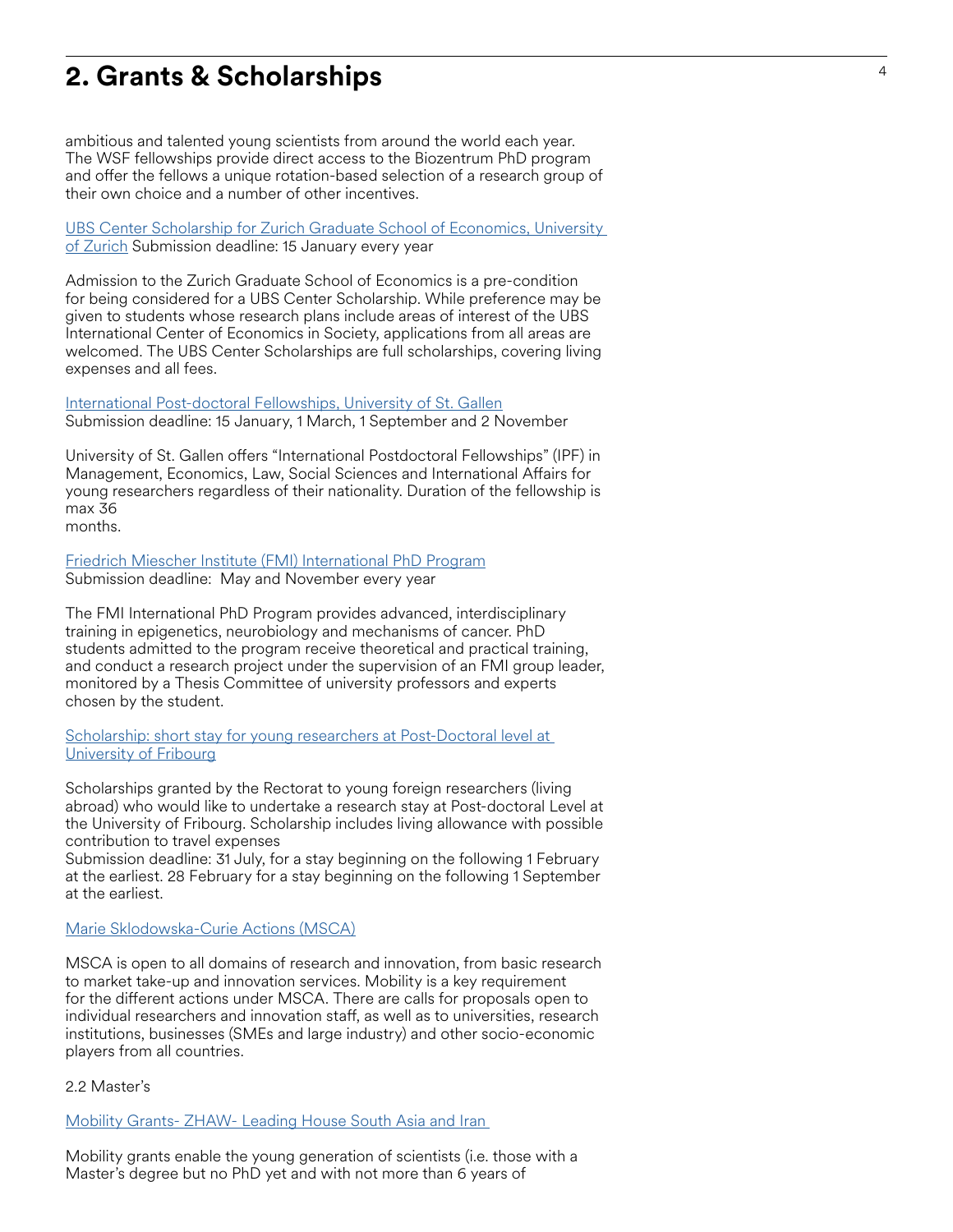## 2. Grants & Scholarships

ambitious and talented young scientists from around the world each year. The WSF fellowships provide direct access to the Biozentrum PhD program and offer the fellows a unique rotation-based selection of a research group of their own choice and a number of other incentives.

UBS Center Scholarship for Zurich Graduate School of Economics, University of Zurich Submission deadline: 15 January every year

Admission to the Zurich Graduate School of Economics is a pre-condition for being considered for a UBS Center Scholarship. While preference may be given to students whose research plans include areas of interest of the UBS International Center of Economics in Society, applications from all areas are welcomed. The UBS Center Scholarships are full scholarships, covering living expenses and all fees.

International Post-doctoral Fellowships, University of St. Gallen
Submission deadline: 15 January, 1 March, 1 September and 2 November

University of St. Gallen offers "International Postdoctoral Fellowships" (IPF) in Management, Economics, Law, Social Sciences and International Affairs for young researchers regardless of their nationality. Duration of the fellowship is max 36 months.

Friedrich Miescher Institute (FMI) International PhD Program
Submission deadline: May and November every year

The FMI International PhD Program provides advanced, interdisciplinary training in epigenetics, neurobiology and mechanisms of cancer. PhD students admitted to the program receive theoretical and practical training, and conduct a research project under the supervision of an FMI group leader, monitored by a Thesis Committee of university professors and experts chosen by the student.

Scholarship: short stay for young researchers at Post-Doctoral level at University of Fribourg

Scholarships granted by the Rectorat to young foreign researchers (living abroad) who would like to undertake a research stay at Post-doctoral Level at the University of Fribourg. Scholarship includes living allowance with possible contribution to travel expenses
Submission deadline: 31 July, for a stay beginning on the following 1 February at the earliest. 28 February for a stay beginning on the following 1 September at the earliest.

Marie Sklodowska-Curie Actions (MSCA)

MSCA is open to all domains of research and innovation, from basic research to market take-up and innovation services. Mobility is a key requirement for the different actions under MSCA. There are calls for proposals open to individual researchers and innovation staff, as well as to universities, research institutions, businesses (SMEs and large industry) and other socio-economic players from all countries.

2.2 Master's

Mobility Grants- ZHAW- Leading House South Asia and Iran

Mobility grants enable the young generation of scientists (i.e. those with a Master's degree but no PhD yet and with not more than 6 years of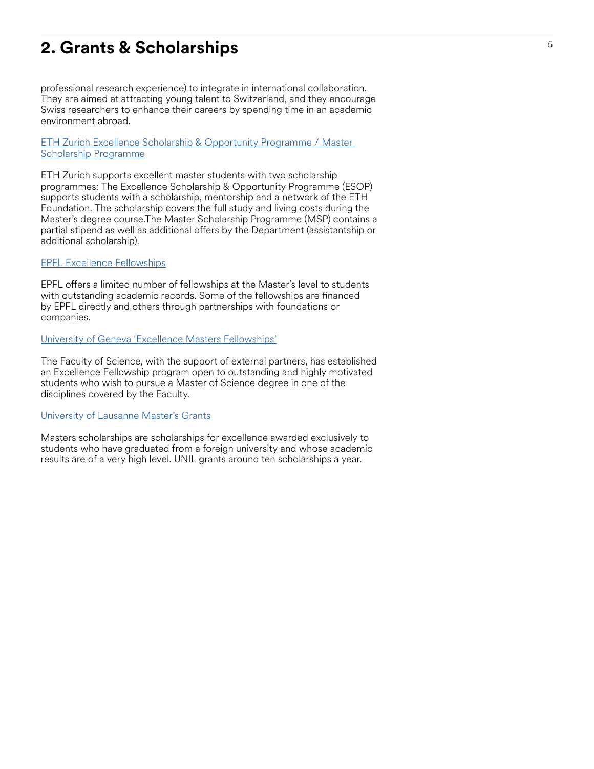## 2. Grants & Scholarships

professional research experience) to integrate in international collaboration. They are aimed at attracting young talent to Switzerland, and they encourage Swiss researchers to enhance their careers by spending time in an academic environment abroad.

ETH Zurich Excellence Scholarship & Opportunity Programme / Master Scholarship Programme

ETH Zurich supports excellent master students with two scholarship programmes: The Excellence Scholarship & Opportunity Programme (ESOP) supports students with a scholarship, mentorship and a network of the ETH Foundation. The scholarship covers the full study and living costs during the Master's degree course.The Master Scholarship Programme (MSP) contains a partial stipend as well as additional offers by the Department (assistantship or additional scholarship).

EPFL Excellence Fellowships

EPFL offers a limited number of fellowships at the Master's level to students with outstanding academic records. Some of the fellowships are financed by EPFL directly and others through partnerships with foundations or companies.

University of Geneva 'Excellence Masters Fellowships'

The Faculty of Science, with the support of external partners, has established an Excellence Fellowship program open to outstanding and highly motivated students who wish to pursue a Master of Science degree in one of the disciplines covered by the Faculty.

University of Lausanne Master's Grants

Masters scholarships are scholarships for excellence awarded exclusively to students who have graduated from a foreign university and whose academic results are of a very high level. UNIL grants around ten scholarships a year.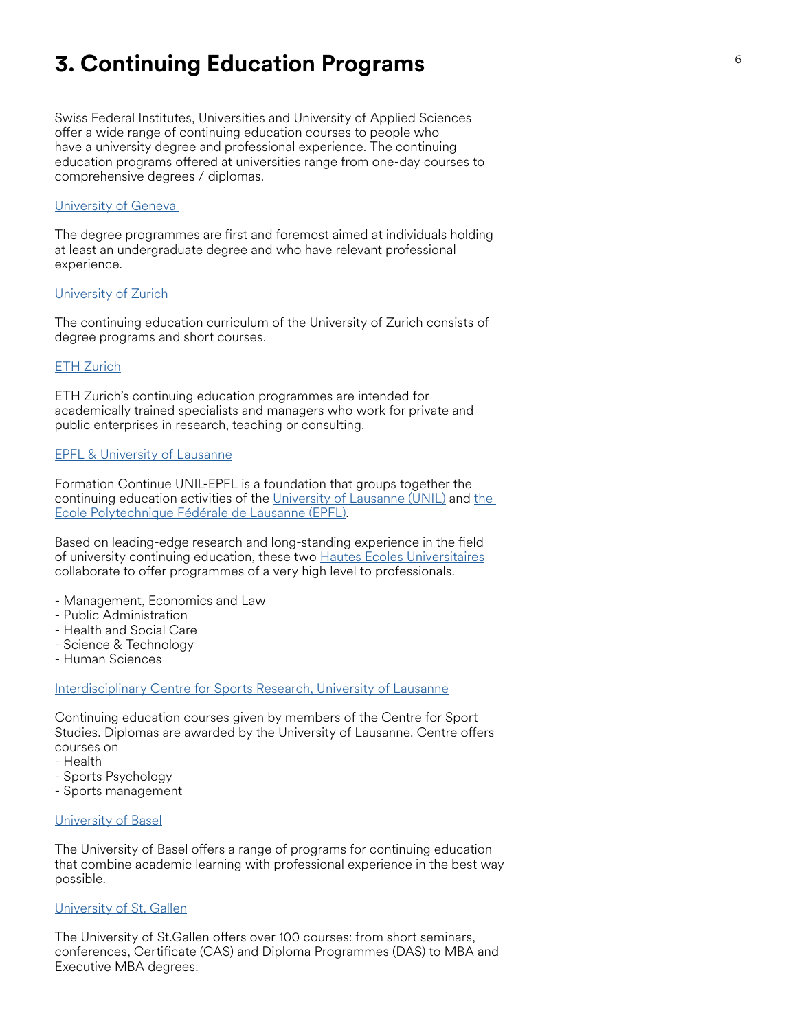# 3. Continuing Education Programs

Swiss Federal Institutes, Universities and University of Applied Sciences offer a wide range of continuing education courses to people who have a university degree and professional experience. The continuing education programs offered at universities range from one-day courses to comprehensive degrees / diplomas.

University of Geneva

The degree programmes are first and foremost aimed at individuals holding at least an undergraduate degree and who have relevant professional experience.

University of Zurich

The continuing education curriculum of the University of Zurich consists of degree programs and short courses.

ETH Zurich

ETH Zurich's continuing education programmes are intended for academically trained specialists and managers who work for private and public enterprises in research, teaching or consulting.

EPFL & University of Lausanne

Formation Continue UNIL-EPFL is a foundation that groups together the continuing education activities of the University of Lausanne (UNIL) and the Ecole Polytechnique Fédérale de Lausanne (EPFL).

Based on leading-edge research and long-standing experience in the field of university continuing education, these two Hautes Ecoles Universitaires collaborate to offer programmes of a very high level to professionals.

- Management, Economics and Law
- Public Administration
- Health and Social Care
- Science & Technology
- Human Sciences

Interdisciplinary Centre for Sports Research, University of Lausanne

Continuing education courses given by members of the Centre for Sport Studies. Diplomas are awarded by the University of Lausanne. Centre offers courses on
- Health
- Sports Psychology
- Sports management

University of Basel

The University of Basel offers a range of programs for continuing education that combine academic learning with professional experience in the best way possible.

University of St. Gallen

The University of St.Gallen offers over 100 courses: from short seminars, conferences, Certificate (CAS) and Diploma Programmes (DAS) to MBA and Executive MBA degrees.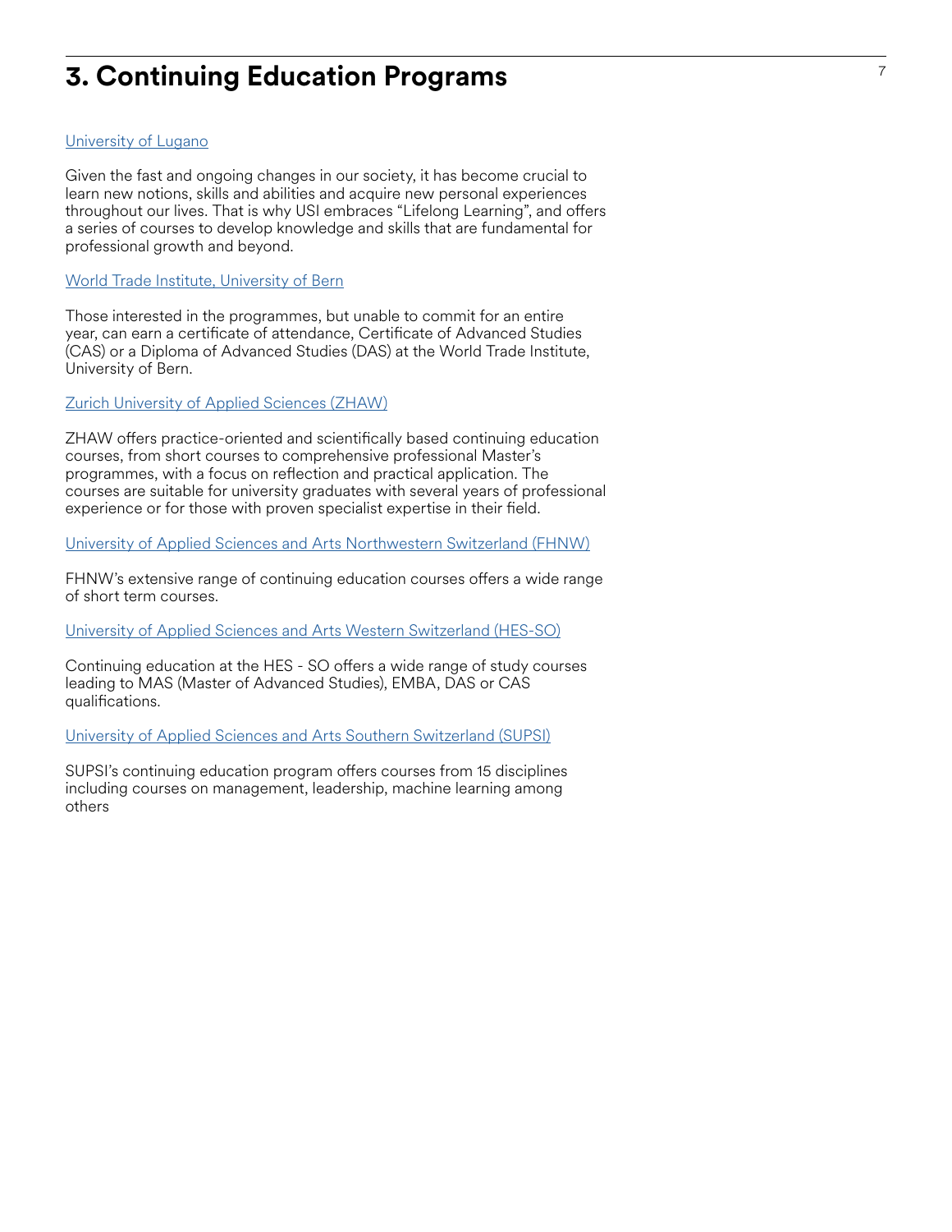# 3. Continuing Education Programs

University of Lugano

Given the fast and ongoing changes in our society, it has become crucial to learn new notions, skills and abilities and acquire new personal experiences throughout our lives. That is why USI embraces "Lifelong Learning", and offers a series of courses to develop knowledge and skills that are fundamental for professional growth and beyond.

World Trade Institute, University of Bern

Those interested in the programmes, but unable to commit for an entire year, can earn a certificate of attendance, Certificate of Advanced Studies (CAS) or a Diploma of Advanced Studies (DAS) at the World Trade Institute, University of Bern.

Zurich University of Applied Sciences (ZHAW)

ZHAW offers practice-oriented and scientifically based continuing education courses, from short courses to comprehensive professional Master's programmes, with a focus on reflection and practical application. The courses are suitable for university graduates with several years of professional experience or for those with proven specialist expertise in their field.

University of Applied Sciences and Arts Northwestern Switzerland (FHNW)

FHNW's extensive range of continuing education courses offers a wide range of short term courses.

University of Applied Sciences and Arts Western Switzerland (HES-SO)

Continuing education at the HES - SO offers a wide range of study courses leading to MAS (Master of Advanced Studies), EMBA, DAS or CAS qualifications.

University of Applied Sciences and Arts Southern Switzerland (SUPSI)

SUPSI's continuing education program offers courses from 15 disciplines including courses on management, leadership, machine learning among others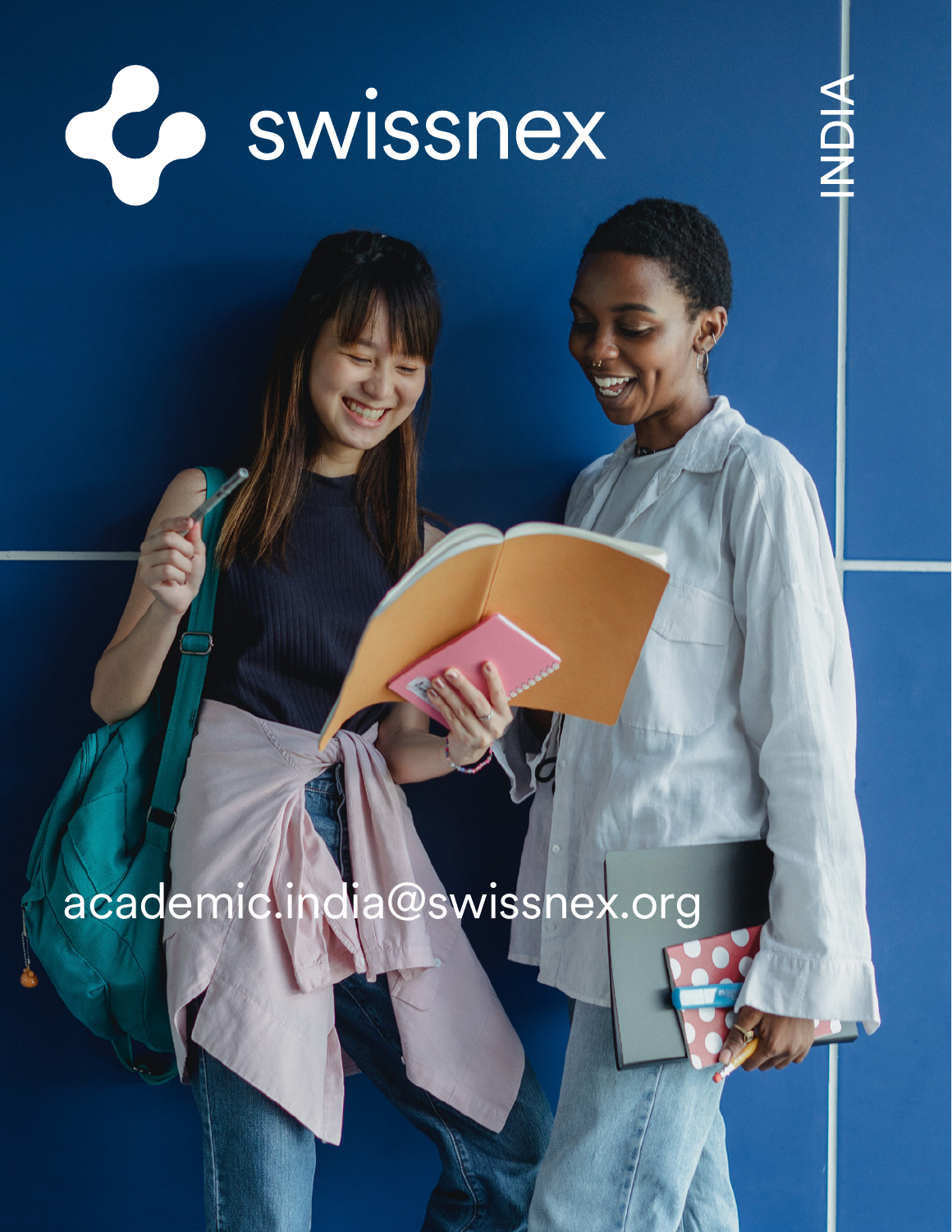swissnex

INDIA

academic.india@swissnex.org